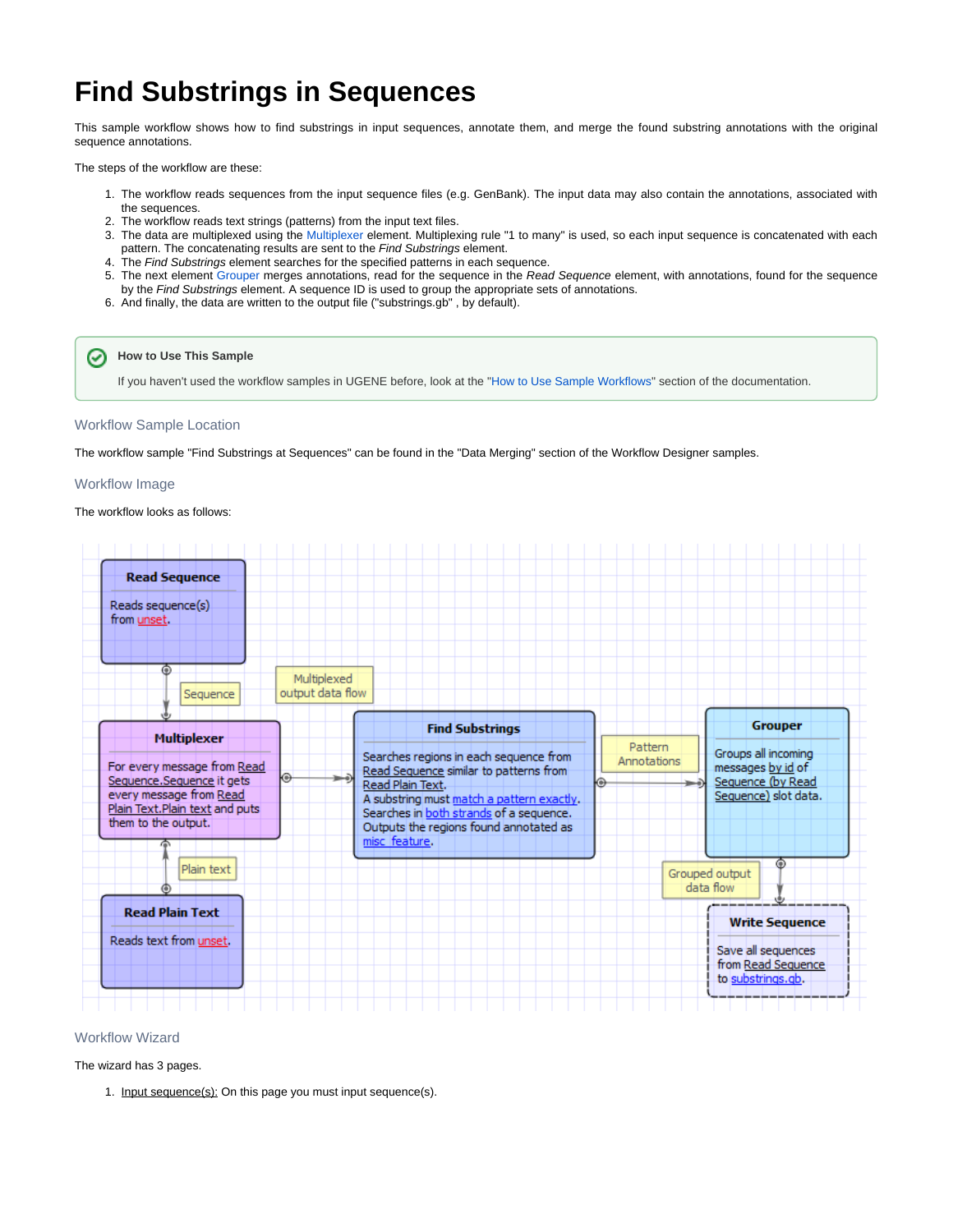# Find Substrings in Sequences

This sample workflow shows how to find substrings in input sequences, annotate them, and merge the found substring annotations with the original sequence annotations.

The steps of the workflow are these:

1. The workflow reads sequences from the input sequence files (e.g. GenBank). The input data may also contain the annotations, associated with the sequences.
2. The workflow reads text strings (patterns) from the input text files.
3. The data are multiplexed using the Multiplexer element. Multiplexing rule "1 to many" is used, so each input sequence is concatenated with each pattern. The concatenating results are sent to the *Find Substrings* element.
4. The *Find Substrings* element searches for the specified patterns in each sequence.
5. The next element Grouper merges annotations, read for the sequence in the *Read Sequence* element, with annotations, found for the sequence by the *Find Substrings* element. A sequence ID is used to group the appropriate sets of annotations.
6. And finally, the data are written to the output file ("substrings.gb" , by default).

> **How to Use This Sample**
>
> If you haven't used the workflow samples in UGENE before, look at the "How to Use Sample Workflows" section of the documentation.

## Workflow Sample Location

The workflow sample "Find Substrings at Sequences" can be found in the "Data Merging" section of the Workflow Designer samples.

## Workflow Image

The workflow looks as follows:

## Workflow Wizard

The wizard has 3 pages.

1. Input sequence(s): On this page you must input sequence(s).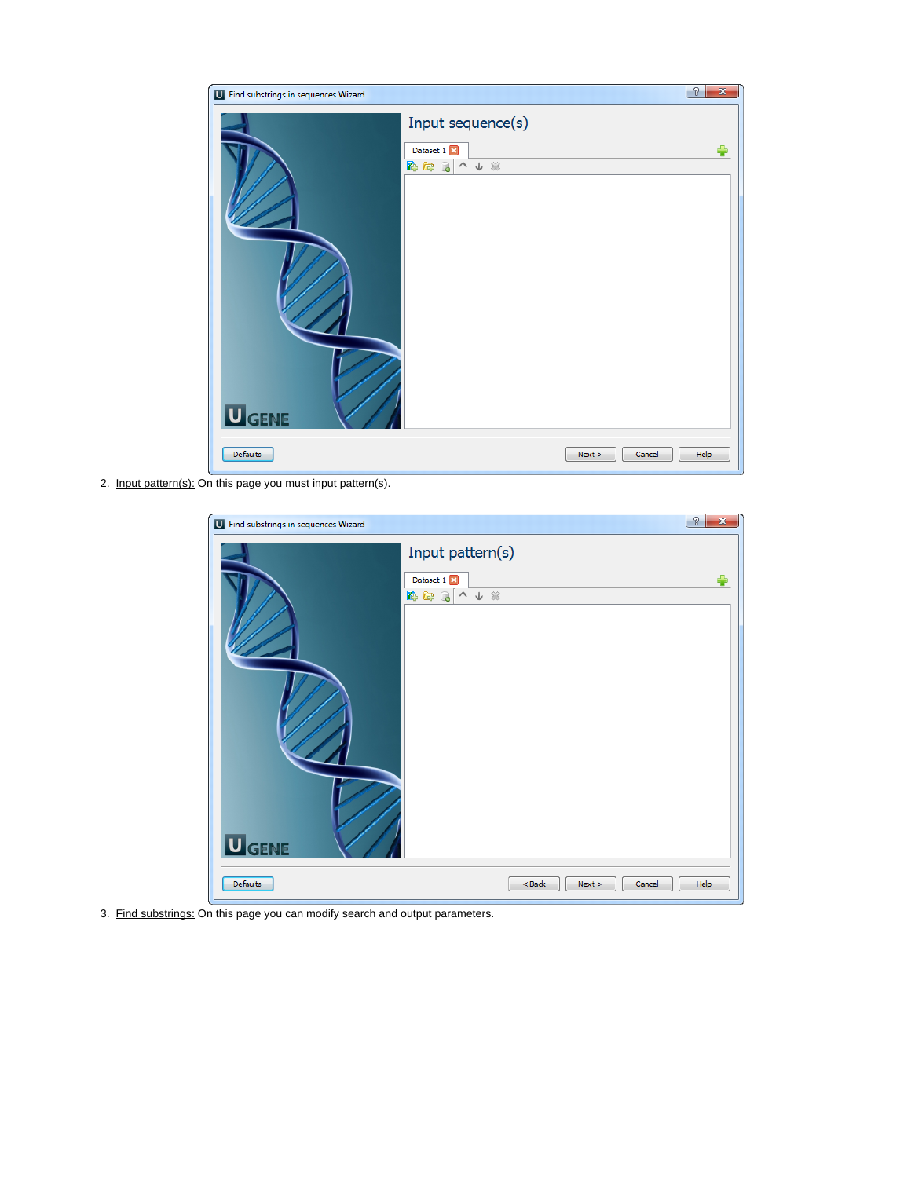2. Input pattern(s): On this page you must input pattern(s).

3. Find substrings: On this page you can modify search and output parameters.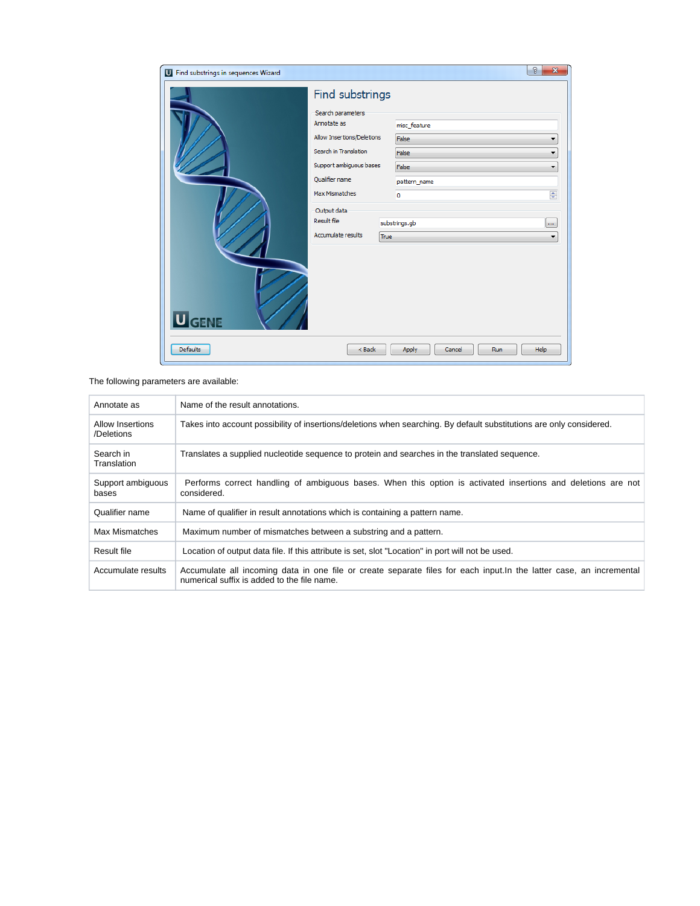The following parameters are available:

| | |
|---|---|
| Annotate as | Name of the result annotations. |
| Allow Insertions /Deletions | Takes into account possibility of insertions/deletions when searching. By default substitutions are only considered. |
| Search in Translation | Translates a supplied nucleotide sequence to protein and searches in the translated sequence. |
| Support ambiguous bases | Performs correct handling of ambiguous bases. When this option is activated insertions and deletions are not considered. |
| Qualifier name | Name of qualifier in result annotations which is containing a pattern name. |
| Max Mismatches | Maximum number of mismatches between a substring and a pattern. |
| Result file | Location of output data file. If this attribute is set, slot "Location" in port will not be used. |
| Accumulate results | Accumulate all incoming data in one file or create separate files for each input.In the latter case, an incremental numerical suffix is added to the file name. |